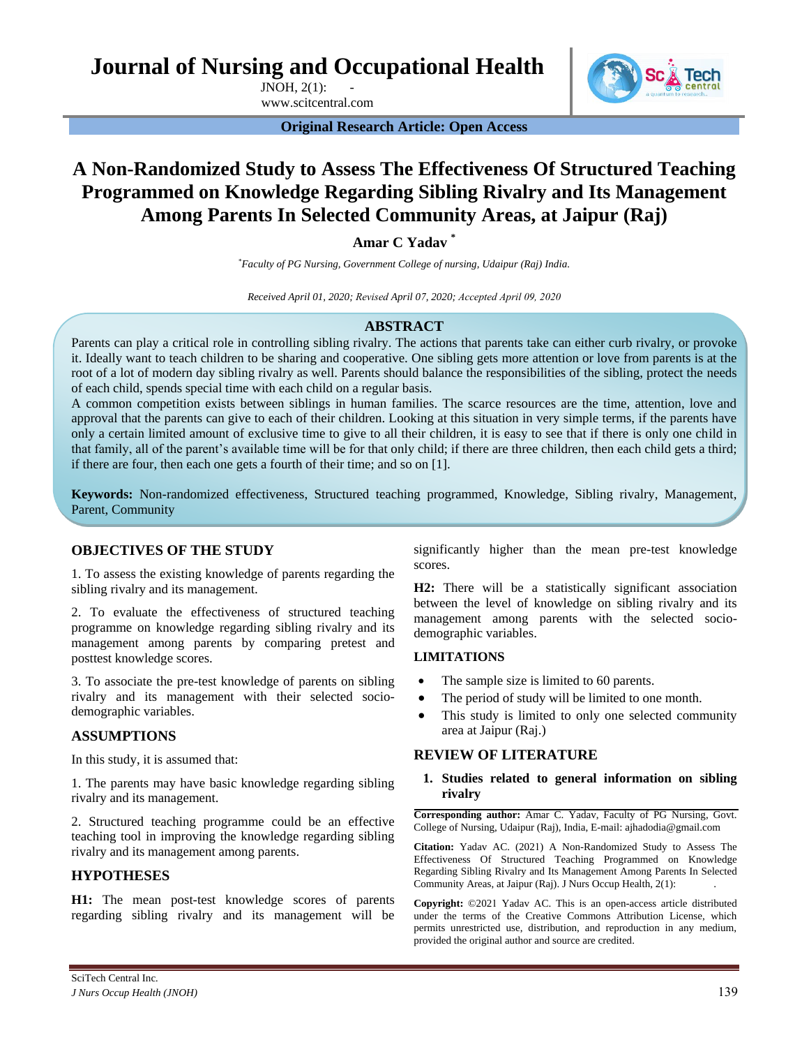# A Non-Randomized Study to Assess The Effectiveness Of Structured Teaching Programmed on Knowledge Regarding Sibling Rivalry and Its Management Among Parents In Selected Community Areas, at Jaipur (Raj)

**Amar C Yadav** [*]

[*]*Faculty of PG Nursing, Government College of nursing, Udaipur (Raj) India.*

*Received April 01, 2020; Revised April 07, 2020; Accepted April 09, 2020*

## ABSTRACT

Parents can play a critical role in controlling sibling rivalry. The actions that parents take can either curb rivalry, or provoke it. Ideally want to teach children to be sharing and cooperative. One sibling gets more attention or love from parents is at the root of a lot of modern day sibling rivalry as well. Parents should balance the responsibilities of the sibling, protect the needs of each child, spends special time with each child on a regular basis.

A common competition exists between siblings in human families. The scarce resources are the time, attention, love and approval that the parents can give to each of their children. Looking at this situation in very simple terms, if the parents have only a certain limited amount of exclusive time to give to all their children, it is easy to see that if there is only one child in that family, all of the parent's available time will be for that only child; if there are three children, then each child gets a third; if there are four, then each one gets a fourth of their time; and so on [1].

**Keywords:** Non-randomized effectiveness, Structured teaching programmed, Knowledge, Sibling rivalry, Management, Parent, Community

## OBJECTIVES OF THE STUDY

1. To assess the existing knowledge of parents regarding the sibling rivalry and its management.

2. To evaluate the effectiveness of structured teaching programme on knowledge regarding sibling rivalry and its management among parents by comparing pretest and posttest knowledge scores.

3. To associate the pre-test knowledge of parents on sibling rivalry and its management with their selected socio-demographic variables.

## ASSUMPTIONS

In this study, it is assumed that:

1. The parents may have basic knowledge regarding sibling rivalry and its management.

2. Structured teaching programme could be an effective teaching tool in improving the knowledge regarding sibling rivalry and its management among parents.

## HYPOTHESES

**H1:** The mean post-test knowledge scores of parents regarding sibling rivalry and its management will be significantly higher than the mean pre-test knowledge scores.

**H2:** There will be a statistically significant association between the level of knowledge on sibling rivalry and its management among parents with the selected socio-demographic variables.

## LIMITATIONS

- The sample size is limited to 60 parents.
- The period of study will be limited to one month.
- This study is limited to only one selected community area at Jaipur (Raj.)

## REVIEW OF LITERATURE

1. **Studies related to general information on sibling rivalry**

**Corresponding author:** Amar C. Yadav, Faculty of PG Nursing, Govt. College of Nursing, Udaipur (Raj), India, E-mail: ajhadodia@gmail.com

**Citation:** Yadav AC. (2021) A Non-Randomized Study to Assess The Effectiveness Of Structured Teaching Programmed on Knowledge Regarding Sibling Rivalry and Its Management Among Parents In Selected Community Areas, at Jaipur (Raj). J Nurs Occup Health, 2(1): .

**Copyright:** ©2021 Yadav AC. This is an open-access article distributed under the terms of the Creative Commons Attribution License, which permits unrestricted use, distribution, and reproduction in any medium, provided the original author and source are credited.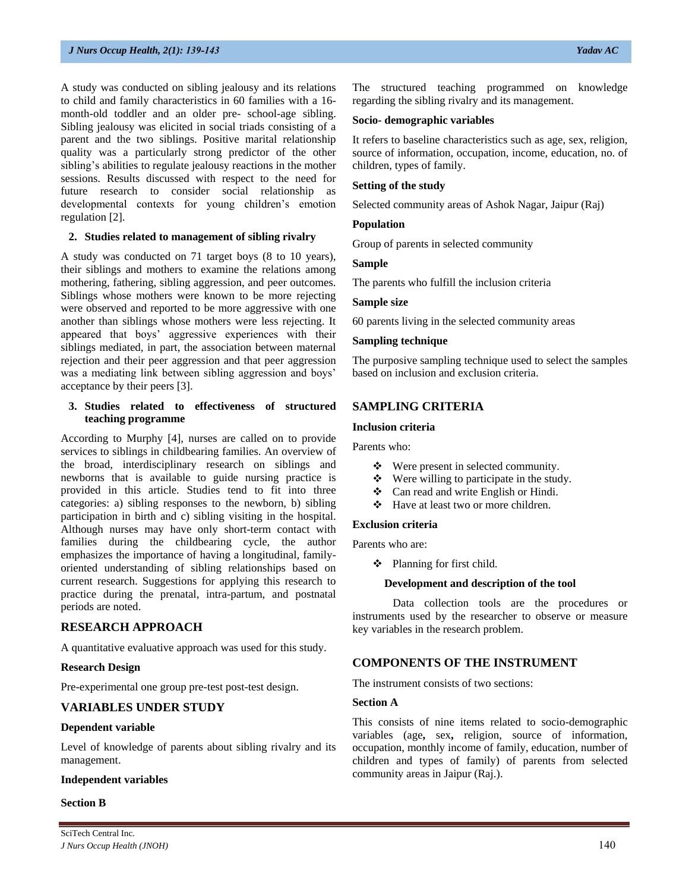A study was conducted on sibling jealousy and its relations to child and family characteristics in 60 families with a 16-month-old toddler and an older pre- school-age sibling. Sibling jealousy was elicited in social triads consisting of a parent and the two siblings. Positive marital relationship quality was a particularly strong predictor of the other sibling's abilities to regulate jealousy reactions in the mother sessions. Results discussed with respect to the need for future research to consider social relationship as developmental contexts for young children's emotion regulation [2].

**2. Studies related to management of sibling rivalry**

A study was conducted on 71 target boys (8 to 10 years), their siblings and mothers to examine the relations among mothering, fathering, sibling aggression, and peer outcomes. Siblings whose mothers were known to be more rejecting were observed and reported to be more aggressive with one another than siblings whose mothers were less rejecting. It appeared that boys' aggressive experiences with their siblings mediated, in part, the association between maternal rejection and their peer aggression and that peer aggression was a mediating link between sibling aggression and boys' acceptance by their peers [3].

**3. Studies related to effectiveness of structured teaching programme**

According to Murphy [4], nurses are called on to provide services to siblings in childbearing families. An overview of the broad, interdisciplinary research on siblings and newborns that is available to guide nursing practice is provided in this article. Studies tend to fit into three categories: a) sibling responses to the newborn, b) sibling participation in birth and c) sibling visiting in the hospital. Although nurses may have only short-term contact with families during the childbearing cycle, the author emphasizes the importance of having a longitudinal, family-oriented understanding of sibling relationships based on current research. Suggestions for applying this research to practice during the prenatal, intra-partum, and postnatal periods are noted.

## RESEARCH APPROACH

A quantitative evaluative approach was used for this study.

**Research Design**

Pre-experimental one group pre-test post-test design.

## VARIABLES UNDER STUDY

**Dependent variable**

Level of knowledge of parents about sibling rivalry and its management.

**Independent variables**

**Section B**

The structured teaching programmed on knowledge regarding the sibling rivalry and its management.

**Socio- demographic variables**

It refers to baseline characteristics such as age, sex, religion, source of information, occupation, income, education, no. of children, types of family.

**Setting of the study**

Selected community areas of Ashok Nagar, Jaipur (Raj)

**Population**

Group of parents in selected community

**Sample**

The parents who fulfill the inclusion criteria

**Sample size**

60 parents living in the selected community areas

**Sampling technique**

The purposive sampling technique used to select the samples based on inclusion and exclusion criteria.

## SAMPLING CRITERIA

**Inclusion criteria**

Parents who:

- Were present in selected community.
- Were willing to participate in the study.
- Can read and write English or Hindi.
- Have at least two or more children.

**Exclusion criteria**

Parents who are:

- Planning for first child.

**Development and description of the tool**

Data collection tools are the procedures or instruments used by the researcher to observe or measure key variables in the research problem.

## COMPONENTS OF THE INSTRUMENT

The instrument consists of two sections:

**Section A**

This consists of nine items related to socio-demographic variables (age, sex, religion, source of information, occupation, monthly income of family, education, number of children and types of family) of parents from selected community areas in Jaipur (Raj.).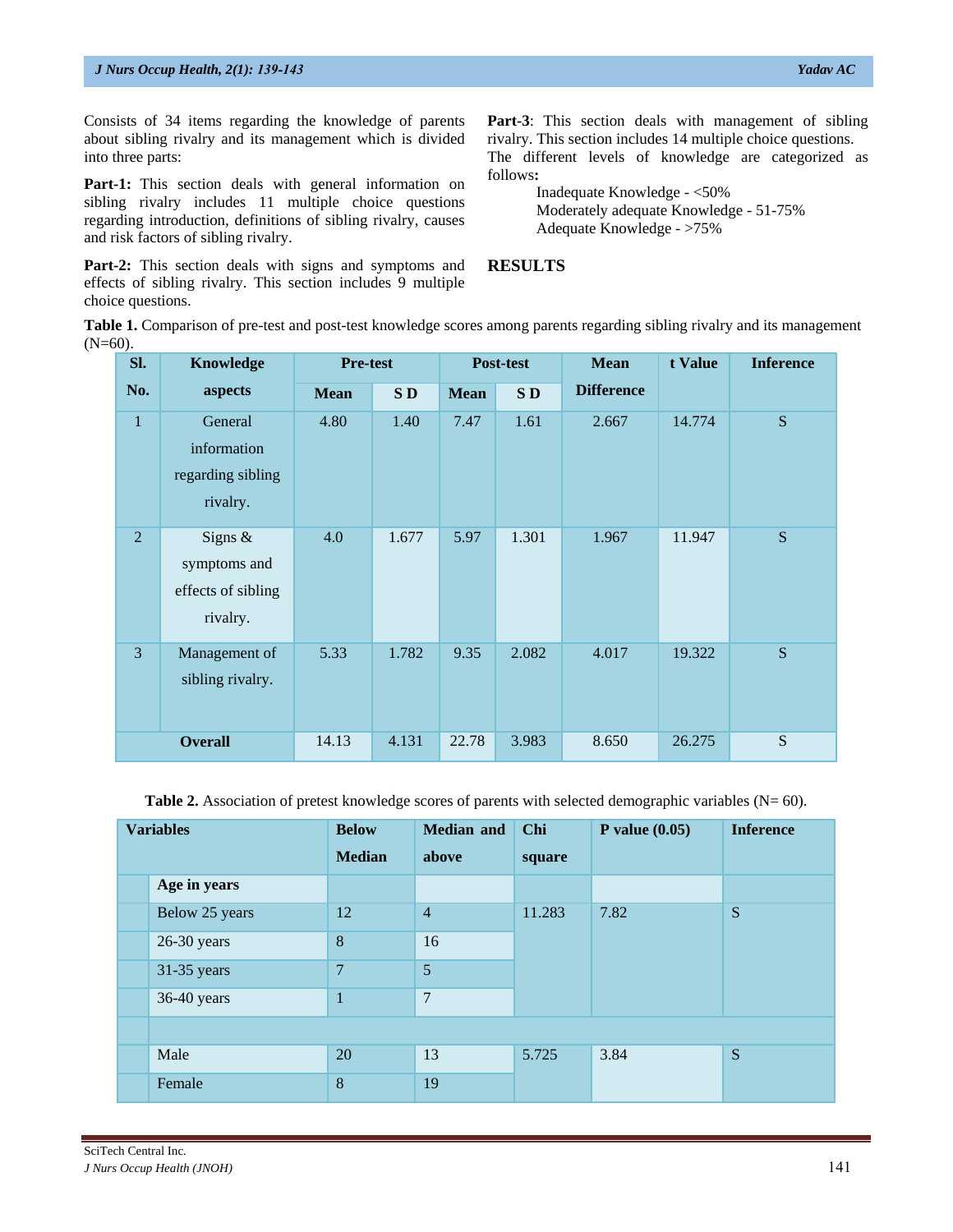Consists of 34 items regarding the knowledge of parents about sibling rivalry and its management which is divided into three parts:

**Part-1:** This section deals with general information on sibling rivalry includes 11 multiple choice questions regarding introduction, definitions of sibling rivalry, causes and risk factors of sibling rivalry.

**Part-2:** This section deals with signs and symptoms and effects of sibling rivalry. This section includes 9 multiple choice questions.

**Part-3**: This section deals with management of sibling rivalry. This section includes 14 multiple choice questions.

The different levels of knowledge are categorized as follows**:**

Inadequate Knowledge - <50%
Moderately adequate Knowledge - 51-75%
Adequate Knowledge - >75%

## RESULTS

**Table 1.** Comparison of pre-test and post-test knowledge scores among parents regarding sibling rivalry and its management (N=60).

| Sl. No. | Knowledge aspects | Pre-test | | Post-test | | Mean Difference | t Value | Inference |
|---|---|---|---|---|---|---|---|---|
| | | Mean | S D | Mean | S D | | | |
| 1 | General information regarding sibling rivalry. | 4.80 | 1.40 | 7.47 | 1.61 | 2.667 | 14.774 | S |
| 2 | Signs & symptoms and effects of sibling rivalry. | 4.0 | 1.677 | 5.97 | 1.301 | 1.967 | 11.947 | S |
| 3 | Management of sibling rivalry. | 5.33 | 1.782 | 9.35 | 2.082 | 4.017 | 19.322 | S |
| Overall | | 14.13 | 4.131 | 22.78 | 3.983 | 8.650 | 26.275 | S |

**Table 2.** Association of pretest knowledge scores of parents with selected demographic variables (N= 60).

| Variables | | Below Median | Median and above | Chi square | P value (0.05) | Inference |
|---|---|---|---|---|---|---|
| | **Age in years** | | | | | |
| | Below 25 years | 12 | 4 | 11.283 | 7.82 | S |
| | 26-30 years | 8 | 16 | | | |
| | 31-35 years | 7 | 5 | | | |
| | 36-40 years | 1 | 7 | | | |
| | | | | | | |
| | Male | 20 | 13 | 5.725 | 3.84 | S |
| | Female | 8 | 19 | | | |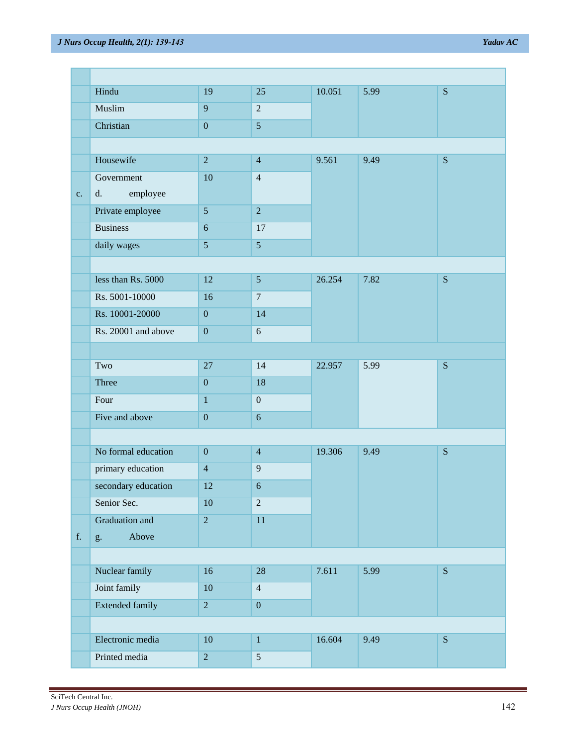| | | | | | | |
|---|---|---|---|---|---|---|
| | | | | | | |
| | Hindu | 19 | 25 | 10.051 | 5.99 | S |
| | Muslim | 9 | 2 | | | |
| | Christian | 0 | 5 | | | |
| | | | | | | |
| | Housewife | 2 | 4 | 9.561 | 9.49 | S |
| c. | Government d. employee | 10 | 4 | | | |
| | Private employee | 5 | 2 | | | |
| | Business | 6 | 17 | | | |
| | daily wages | 5 | 5 | | | |
| | | | | | | |
| | less than Rs. 5000 | 12 | 5 | 26.254 | 7.82 | S |
| | Rs. 5001-10000 | 16 | 7 | | | |
| | Rs. 10001-20000 | 0 | 14 | | | |
| | Rs. 20001 and above | 0 | 6 | | | |
| | | | | | | |
| | Two | 27 | 14 | 22.957 | 5.99 | S |
| | Three | 0 | 18 | | | |
| | Four | 1 | 0 | | | |
| | Five and above | 0 | 6 | | | |
| | | | | | | |
| | No formal education | 0 | 4 | 19.306 | 9.49 | S |
| | primary education | 4 | 9 | | | |
| | secondary education | 12 | 6 | | | |
| | Senior Sec. | 10 | 2 | | | |
| f. | Graduation and g. Above | 2 | 11 | | | |
| | | | | | | |
| | Nuclear family | 16 | 28 | 7.611 | 5.99 | S |
| | Joint family | 10 | 4 | | | |
| | Extended family | 2 | 0 | | | |
| | | | | | | |
| | Electronic media | 10 | 1 | 16.604 | 9.49 | S |
| | Printed media | 2 | 5 | | | |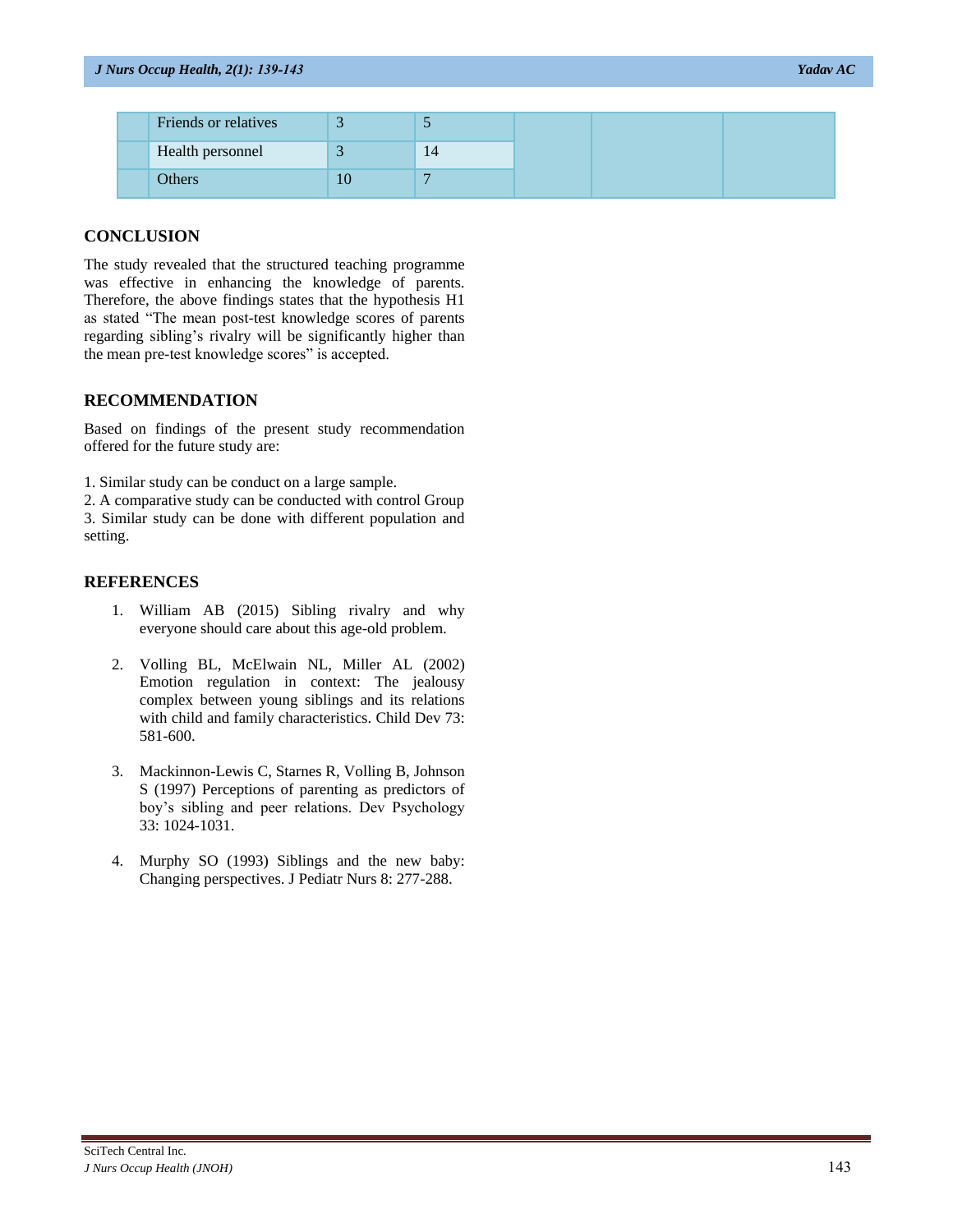| | | | | | | |
|---|---|---|---|---|---|---|
| | Friends or relatives | 3 | 5 | | | |
| | Health personnel | 3 | 14 | | | |
| | Others | 10 | 7 | | | |

## CONCLUSION

The study revealed that the structured teaching programme was effective in enhancing the knowledge of parents. Therefore, the above findings states that the hypothesis H1 as stated "The mean post-test knowledge scores of parents regarding sibling's rivalry will be significantly higher than the mean pre-test knowledge scores" is accepted.

## RECOMMENDATION

Based on findings of the present study recommendation offered for the future study are:

1. Similar study can be conduct on a large sample.
2. A comparative study can be conducted with control Group
3. Similar study can be done with different population and setting.

## REFERENCES

1. William AB (2015) Sibling rivalry and why everyone should care about this age-old problem.

2. Volling BL, McElwain NL, Miller AL (2002) Emotion regulation in context: The jealousy complex between young siblings and its relations with child and family characteristics. Child Dev 73: 581-600.

3. Mackinnon-Lewis C, Starnes R, Volling B, Johnson S (1997) Perceptions of parenting as predictors of boy's sibling and peer relations. Dev Psychology 33: 1024-1031.

4. Murphy SO (1993) Siblings and the new baby: Changing perspectives. J Pediatr Nurs 8: 277-288.